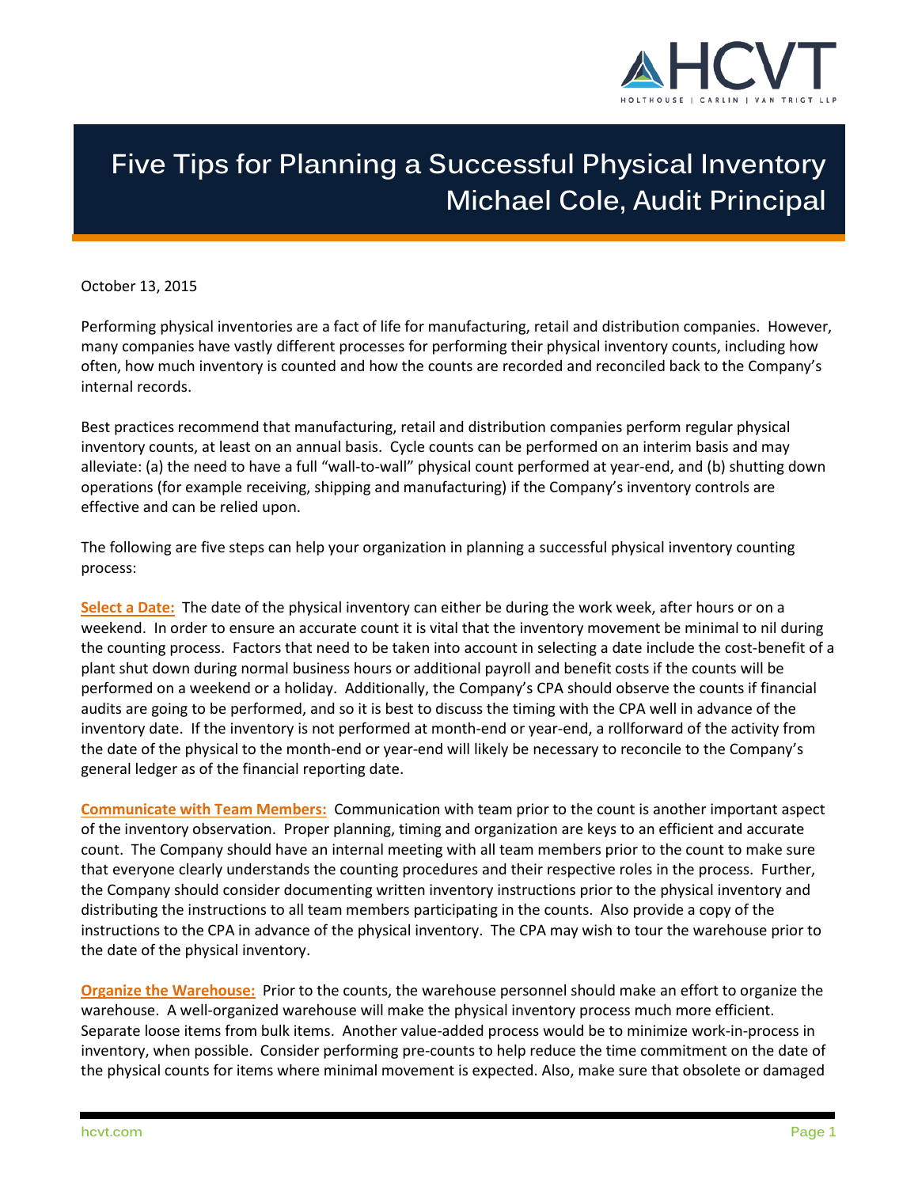# Five Tips for Planning a Successful Physical Inventory

## Michael Cole, Audit Principal

October 13, 2015

Performing physical inventories are a fact of life for manufacturing, retail and distribution companies. However, many companies have vastly different processes for performing their physical inventory counts, including how often, how much inventory is counted and how the counts are recorded and reconciled back to the Company's internal records.

Best practices recommend that manufacturing, retail and distribution companies perform regular physical inventory counts, at least on an annual basis. Cycle counts can be performed on an interim basis and may alleviate: (a) the need to have a full "wall-to-wall" physical count performed at year-end, and (b) shutting down operations (for example receiving, shipping and manufacturing) if the Company's inventory controls are effective and can be relied upon.

The following are five steps can help your organization in planning a successful physical inventory counting process:

**Select a Date:** The date of the physical inventory can either be during the work week, after hours or on a weekend. In order to ensure an accurate count it is vital that the inventory movement be minimal to nil during the counting process. Factors that need to be taken into account in selecting a date include the cost-benefit of a plant shut down during normal business hours or additional payroll and benefit costs if the counts will be performed on a weekend or a holiday. Additionally, the Company's CPA should observe the counts if financial audits are going to be performed, and so it is best to discuss the timing with the CPA well in advance of the inventory date. If the inventory is not performed at month-end or year-end, a rollforward of the activity from the date of the physical to the month-end or year-end will likely be necessary to reconcile to the Company's general ledger as of the financial reporting date.

**Communicate with Team Members:** Communication with team prior to the count is another important aspect of the inventory observation. Proper planning, timing and organization are keys to an efficient and accurate count. The Company should have an internal meeting with all team members prior to the count to make sure that everyone clearly understands the counting procedures and their respective roles in the process. Further, the Company should consider documenting written inventory instructions prior to the physical inventory and distributing the instructions to all team members participating in the counts. Also provide a copy of the instructions to the CPA in advance of the physical inventory. The CPA may wish to tour the warehouse prior to the date of the physical inventory.

**Organize the Warehouse:** Prior to the counts, the warehouse personnel should make an effort to organize the warehouse. A well-organized warehouse will make the physical inventory process much more efficient. Separate loose items from bulk items. Another value-added process would be to minimize work-in-process in inventory, when possible. Consider performing pre-counts to help reduce the time commitment on the date of the physical counts for items where minimal movement is expected. Also, make sure that obsolete or damaged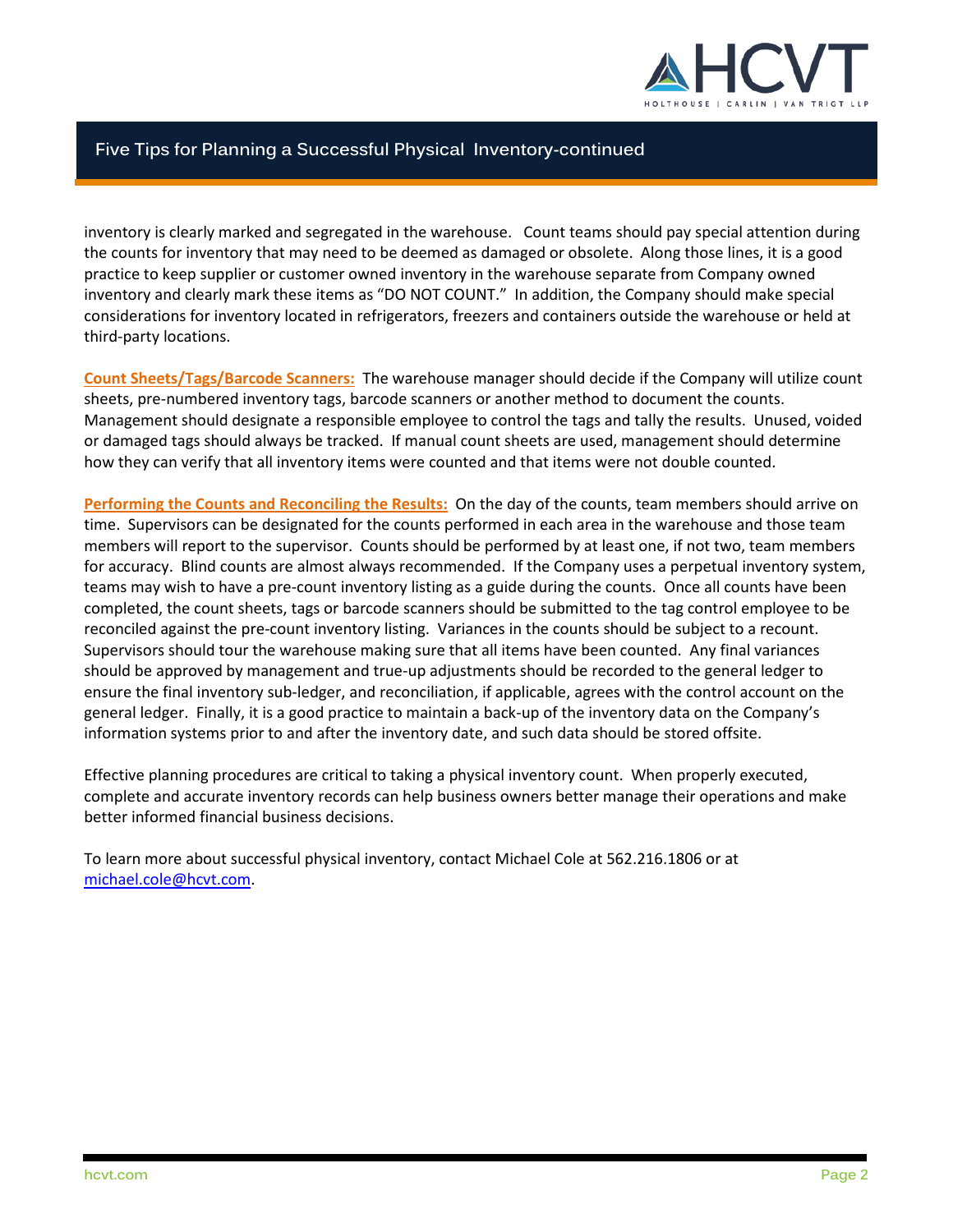## Five Tips for Planning a Successful Physical Inventory-continued

inventory is clearly marked and segregated in the warehouse. Count teams should pay special attention during the counts for inventory that may need to be deemed as damaged or obsolete. Along those lines, it is a good practice to keep supplier or customer owned inventory in the warehouse separate from Company owned inventory and clearly mark these items as "DO NOT COUNT." In addition, the Company should make special considerations for inventory located in refrigerators, freezers and containers outside the warehouse or held at third-party locations.

**Count Sheets/Tags/Barcode Scanners:** The warehouse manager should decide if the Company will utilize count sheets, pre-numbered inventory tags, barcode scanners or another method to document the counts. Management should designate a responsible employee to control the tags and tally the results. Unused, voided or damaged tags should always be tracked. If manual count sheets are used, management should determine how they can verify that all inventory items were counted and that items were not double counted.

**Performing the Counts and Reconciling the Results:** On the day of the counts, team members should arrive on time. Supervisors can be designated for the counts performed in each area in the warehouse and those team members will report to the supervisor. Counts should be performed by at least one, if not two, team members for accuracy. Blind counts are almost always recommended. If the Company uses a perpetual inventory system, teams may wish to have a pre-count inventory listing as a guide during the counts. Once all counts have been completed, the count sheets, tags or barcode scanners should be submitted to the tag control employee to be reconciled against the pre-count inventory listing. Variances in the counts should be subject to a recount. Supervisors should tour the warehouse making sure that all items have been counted. Any final variances should be approved by management and true-up adjustments should be recorded to the general ledger to ensure the final inventory sub-ledger, and reconciliation, if applicable, agrees with the control account on the general ledger. Finally, it is a good practice to maintain a back-up of the inventory data on the Company's information systems prior to and after the inventory date, and such data should be stored offsite.

Effective planning procedures are critical to taking a physical inventory count. When properly executed, complete and accurate inventory records can help business owners better manage their operations and make better informed financial business decisions.

To learn more about successful physical inventory, contact Michael Cole at 562.216.1806 or at michael.cole@hcvt.com.